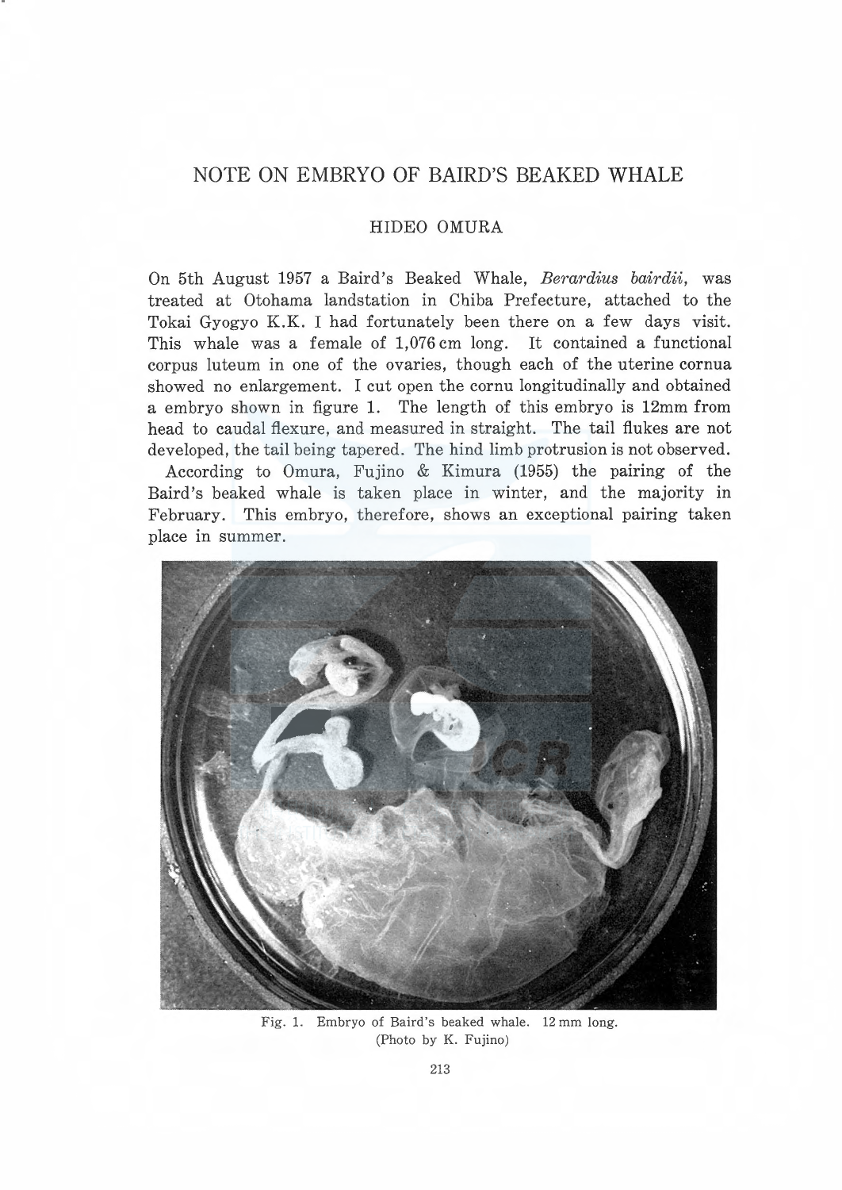# NOTE ON EMBRYO OF BAIRD'S BEAKED WHALE

HIDEO OMURA

On 5th August 1957 a Baird's Beaked Whale, *Berardius bairdii*, was treated at Otohama landstation in Chiba Prefecture, attached to the Tokai Gyogyo K.K. I had fortunately been there on a few days visit. This whale was a female of 1,076 cm long. It contained a functional corpus luteum in one of the ovaries, though each of the uterine cornua showed no enlargement. I cut open the cornu longitudinally and obtained a embryo shown in figure 1. The length of this embryo is 12mm from head to caudal flexure, and measured in straight. The tail flukes are not developed, the tail being tapered. The hind limb protrusion is not observed.

According to Omura, Fujino & Kimura (1955) the pairing of the Baird's beaked whale is taken place in winter, and the majority in February. This embryo, therefore, shows an exceptional pairing taken place in summer.

Fig. 1. Embryo of Baird's beaked whale. 12 mm long.
(Photo by K. Fujino)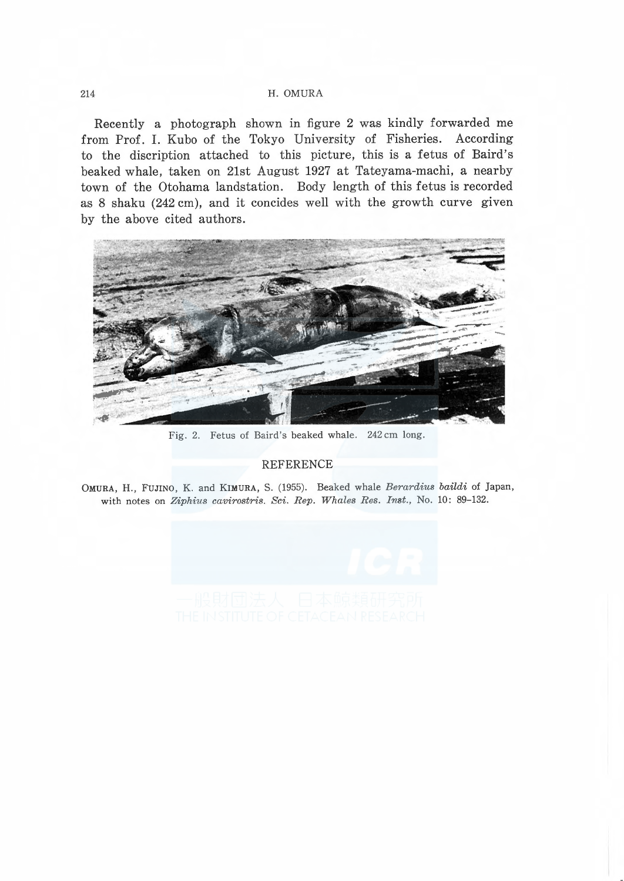Recently a photograph shown in figure 2 was kindly forwarded me from Prof. I. Kubo of the Tokyo University of Fisheries. According to the discription attached to this picture, this is a fetus of Baird's beaked whale, taken on 21st August 1927 at Tateyama-machi, a nearby town of the Otohama landstation. Body length of this fetus is recorded as 8 shaku (242 cm), and it concides well with the growth curve given by the above cited authors.

Fig. 2. Fetus of Baird's beaked whale. 242 cm long.

## REFERENCE

OMURA, H., FUJINO, K. and KIMURA, S. (1955). Beaked whale *Berardius baildi* of Japan, with notes on *Ziphius cavirostris*. *Sci. Rep. Whales Res. Inst.*, No. 10: 89–132.